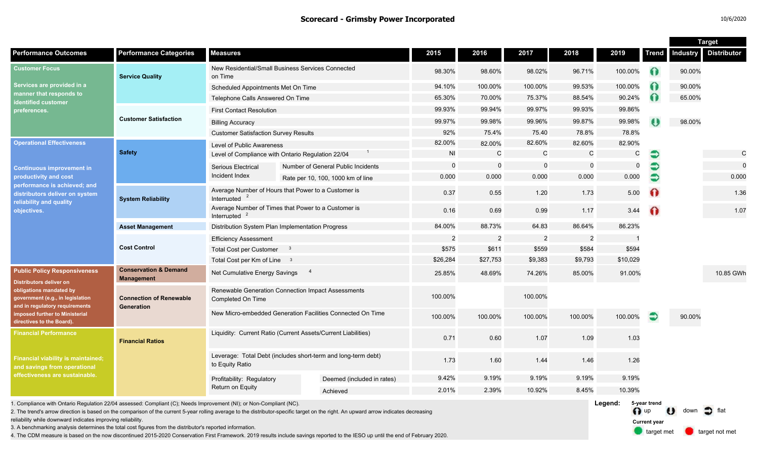# Scorecard - Grimsby Power Incorporated

10/6/2020

| Performance Outcomes | Performance Categories | Measures | | 2015 | 2016 | 2017 | 2018 | 2019 | Trend | Target: Industry | Target: Distributor |
|---|---|---|---|---|---|---|---|---|---|---|---|
| **Customer Focus** Services are provided in a manner that responds to identified customer preferences. | Service Quality | New Residential/Small Business Services Connected on Time | | 98.30% | 98.60% | 98.02% | 96.71% | 100.00% | up | 90.00% | |
| | | Scheduled Appointments Met On Time | | 94.10% | 100.00% | 100.00% | 99.53% | 100.00% | up | 90.00% | |
| | | Telephone Calls Answered On Time | | 65.30% | 70.00% | 75.37% | 88.54% | 90.24% | up | 65.00% | |
| | Customer Satisfaction | First Contact Resolution | | 99.93% | 99.94% | 99.97% | 99.93% | 99.86% | | | |
| | | Billing Accuracy | | 99.97% | 99.98% | 99.96% | 99.87% | 99.98% | down | 98.00% | |
| | | Customer Satisfaction Survey Results | | 92% | 75.4% | 75.40 | 78.8% | 78.8% | | | |
| **Operational Effectiveness** Continuous improvement in productivity and cost performance is achieved; and distributors deliver on system reliability and quality objectives. | Safety | Level of Public Awareness | | 82.00% | 82.00% | 82.60% | 82.60% | 82.90% | | | |
| | | Level of Compliance with Ontario Regulation 22/04 [1] | | NI | C | C | C | C | flat | | C |
| | | Serious Electrical Incident Index | Number of General Public Incidents | 0 | 0 | 0 | 0 | 0 | flat | | 0 |
| | | | Rate per 10, 100, 1000 km of line | 0.000 | 0.000 | 0.000 | 0.000 | 0.000 | flat | | 0.000 |
| | System Reliability | Average Number of Hours that Power to a Customer is Interrupted [2] | | 0.37 | 0.55 | 1.20 | 1.73 | 5.00 | up | | 1.36 |
| | | Average Number of Times that Power to a Customer is Interrupted [2] | | 0.16 | 0.69 | 0.99 | 1.17 | 3.44 | up | | 1.07 |
| | Asset Management | Distribution System Plan Implementation Progress | | 84.00% | 88.73% | 64.83 | 86.64% | 86.23% | | | |
| | Cost Control | Efficiency Assessment | | 2 | 2 | 2 | 2 | 1 | | | |
| | | Total Cost per Customer [3] | | $575 | $611 | $559 | $584 | $594 | | | |
| | | Total Cost per Km of Line [3] | | $26,284 | $27,753 | $9,383 | $9,793 | $10,029 | | | |
| **Public Policy Responsiveness** Distributors deliver on obligations mandated by government (e.g., in legislation and in regulatory requirements imposed further to Ministerial directives to the Board). | Conservation & Demand Management | Net Cumulative Energy Savings [4] | | 25.85% | 48.69% | 74.26% | 85.00% | 91.00% | | | 10.85 GWh |
| | Connection of Renewable Generation | Renewable Generation Connection Impact Assessments Completed On Time | | 100.00% | | 100.00% | | | | | |
| | | New Micro-embedded Generation Facilities Connected On Time | | 100.00% | 100.00% | 100.00% | 100.00% | 100.00% | flat | 90.00% | |
| **Financial Performance** Financial viability is maintained; and savings from operational effectiveness are sustainable. | Financial Ratios | Liquidity: Current Ratio (Current Assets/Current Liabilities) | | 0.71 | 0.60 | 1.07 | 1.09 | 1.03 | | | |
| | | Leverage: Total Debt (includes short-term and long-term debt) to Equity Ratio | | 1.73 | 1.60 | 1.44 | 1.46 | 1.26 | | | |
| | | Profitability: Regulatory Return on Equity | Deemed (included in rates) | 9.42% | 9.19% | 9.19% | 9.19% | 9.19% | | | |
| | | | Achieved | 2.01% | 2.39% | 10.92% | 8.45% | 10.39% | | | |

1. Compliance with Ontario Regulation 22/04 assessed: Compliant (C); Needs Improvement (NI); or Non-Compliant (NC).
2. The trend's arrow direction is based on the comparison of the current 5-year rolling average to the distributor-specific target on the right. An upward arrow indicates decreasing reliability while downward indicates improving reliability.
3. A benchmarking analysis determines the total cost figures from the distributor's reported information.
4. The CDM measure is based on the now discontinued 2015-2020 Conservation First Framework. 2019 results include savings reported to the IESO up until the end of February 2020.

**Legend:** 5-year trend: up, down, flat. Current year: target met, target not met.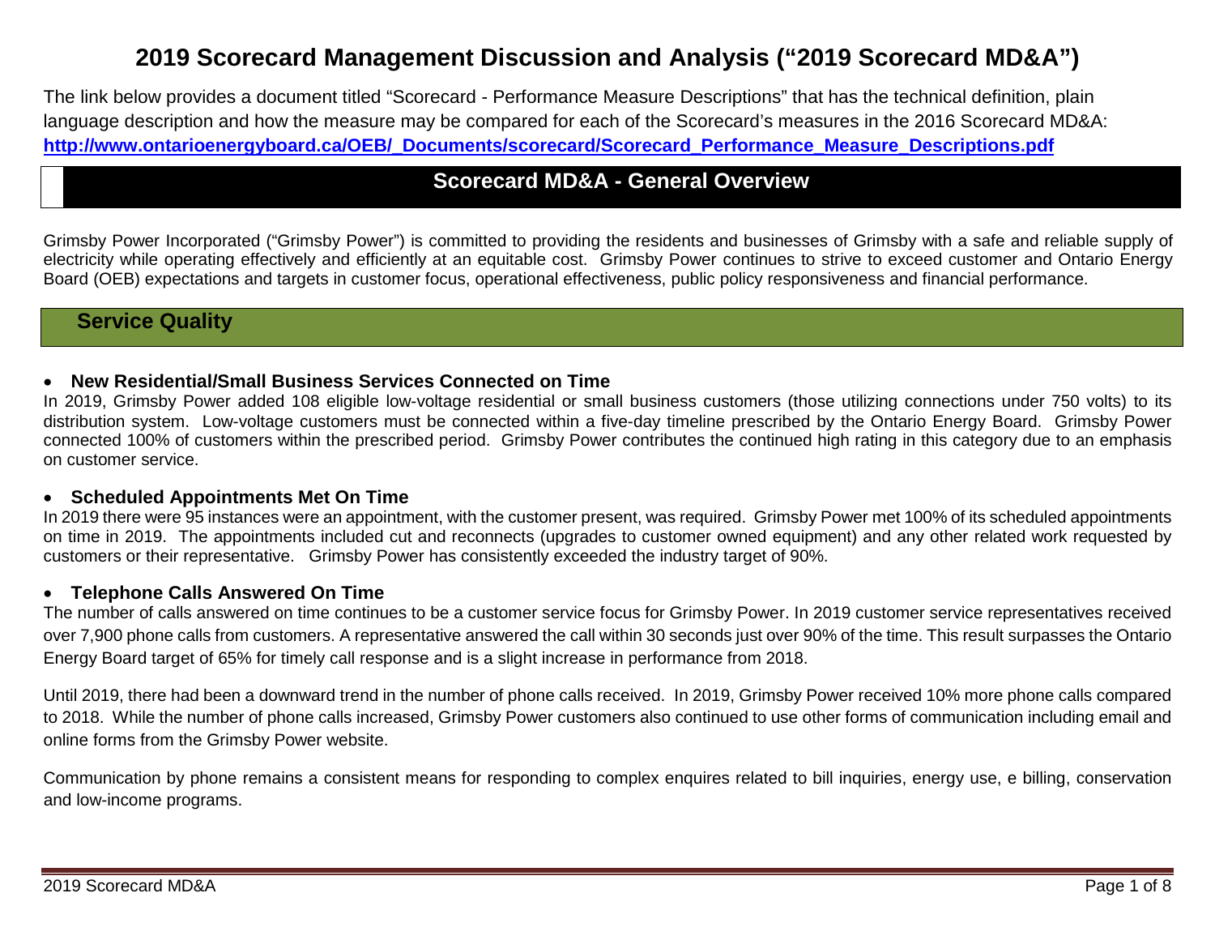# 2019 Scorecard Management Discussion and Analysis ("2019 Scorecard MD&A")

The link below provides a document titled "Scorecard - Performance Measure Descriptions" that has the technical definition, plain language description and how the measure may be compared for each of the Scorecard's measures in the 2016 Scorecard MD&A: **http://www.ontarioenergyboard.ca/OEB/_Documents/scorecard/Scorecard_Performance_Measure_Descriptions.pdf**

## Scorecard MD&A - General Overview

Grimsby Power Incorporated ("Grimsby Power") is committed to providing the residents and businesses of Grimsby with a safe and reliable supply of electricity while operating effectively and efficiently at an equitable cost. Grimsby Power continues to strive to exceed customer and Ontario Energy Board (OEB) expectations and targets in customer focus, operational effectiveness, public policy responsiveness and financial performance.

## Service Quality

- **New Residential/Small Business Services Connected on Time**

In 2019, Grimsby Power added 108 eligible low-voltage residential or small business customers (those utilizing connections under 750 volts) to its distribution system. Low-voltage customers must be connected within a five-day timeline prescribed by the Ontario Energy Board. Grimsby Power connected 100% of customers within the prescribed period. Grimsby Power contributes the continued high rating in this category due to an emphasis on customer service.

- **Scheduled Appointments Met On Time**

In 2019 there were 95 instances were an appointment, with the customer present, was required. Grimsby Power met 100% of its scheduled appointments on time in 2019. The appointments included cut and reconnects (upgrades to customer owned equipment) and any other related work requested by customers or their representative. Grimsby Power has consistently exceeded the industry target of 90%.

- **Telephone Calls Answered On Time**

The number of calls answered on time continues to be a customer service focus for Grimsby Power. In 2019 customer service representatives received over 7,900 phone calls from customers. A representative answered the call within 30 seconds just over 90% of the time. This result surpasses the Ontario Energy Board target of 65% for timely call response and is a slight increase in performance from 2018.

Until 2019, there had been a downward trend in the number of phone calls received. In 2019, Grimsby Power received 10% more phone calls compared to 2018. While the number of phone calls increased, Grimsby Power customers also continued to use other forms of communication including email and online forms from the Grimsby Power website.

Communication by phone remains a consistent means for responding to complex enquires related to bill inquiries, energy use, e billing, conservation and low-income programs.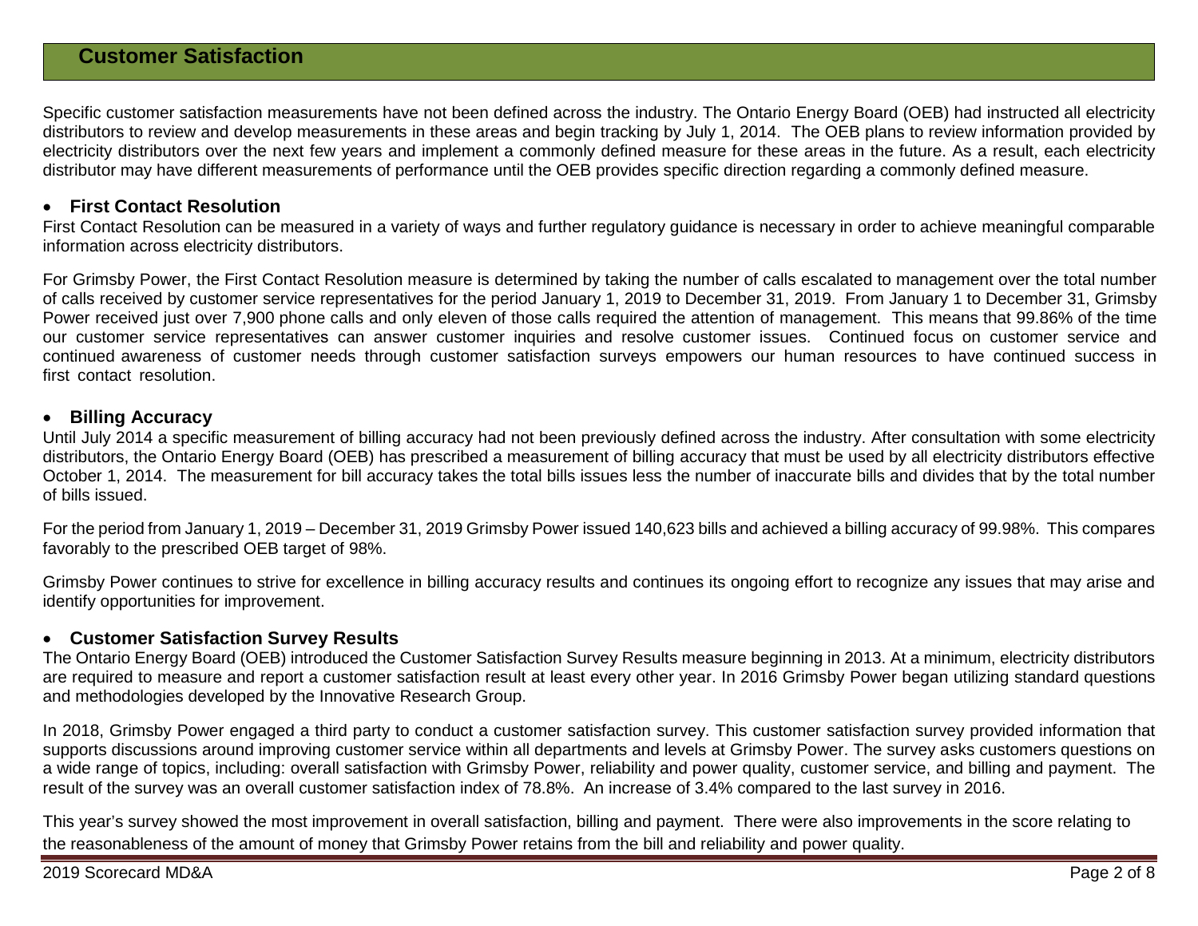## Customer Satisfaction

Specific customer satisfaction measurements have not been defined across the industry. The Ontario Energy Board (OEB) had instructed all electricity distributors to review and develop measurements in these areas and begin tracking by July 1, 2014. The OEB plans to review information provided by electricity distributors over the next few years and implement a commonly defined measure for these areas in the future. As a result, each electricity distributor may have different measurements of performance until the OEB provides specific direction regarding a commonly defined measure.

- **First Contact Resolution**

First Contact Resolution can be measured in a variety of ways and further regulatory guidance is necessary in order to achieve meaningful comparable information across electricity distributors.

For Grimsby Power, the First Contact Resolution measure is determined by taking the number of calls escalated to management over the total number of calls received by customer service representatives for the period January 1, 2019 to December 31, 2019. From January 1 to December 31, Grimsby Power received just over 7,900 phone calls and only eleven of those calls required the attention of management. This means that 99.86% of the time our customer service representatives can answer customer inquiries and resolve customer issues. Continued focus on customer service and continued awareness of customer needs through customer satisfaction surveys empowers our human resources to have continued success in first contact resolution.

- **Billing Accuracy**

Until July 2014 a specific measurement of billing accuracy had not been previously defined across the industry. After consultation with some electricity distributors, the Ontario Energy Board (OEB) has prescribed a measurement of billing accuracy that must be used by all electricity distributors effective October 1, 2014. The measurement for bill accuracy takes the total bills issues less the number of inaccurate bills and divides that by the total number of bills issued.

For the period from January 1, 2019 – December 31, 2019 Grimsby Power issued 140,623 bills and achieved a billing accuracy of 99.98%. This compares favorably to the prescribed OEB target of 98%.

Grimsby Power continues to strive for excellence in billing accuracy results and continues its ongoing effort to recognize any issues that may arise and identify opportunities for improvement.

- **Customer Satisfaction Survey Results**

The Ontario Energy Board (OEB) introduced the Customer Satisfaction Survey Results measure beginning in 2013. At a minimum, electricity distributors are required to measure and report a customer satisfaction result at least every other year. In 2016 Grimsby Power began utilizing standard questions and methodologies developed by the Innovative Research Group.

In 2018, Grimsby Power engaged a third party to conduct a customer satisfaction survey. This customer satisfaction survey provided information that supports discussions around improving customer service within all departments and levels at Grimsby Power. The survey asks customers questions on a wide range of topics, including: overall satisfaction with Grimsby Power, reliability and power quality, customer service, and billing and payment. The result of the survey was an overall customer satisfaction index of 78.8%. An increase of 3.4% compared to the last survey in 2016.

This year's survey showed the most improvement in overall satisfaction, billing and payment. There were also improvements in the score relating to the reasonableness of the amount of money that Grimsby Power retains from the bill and reliability and power quality.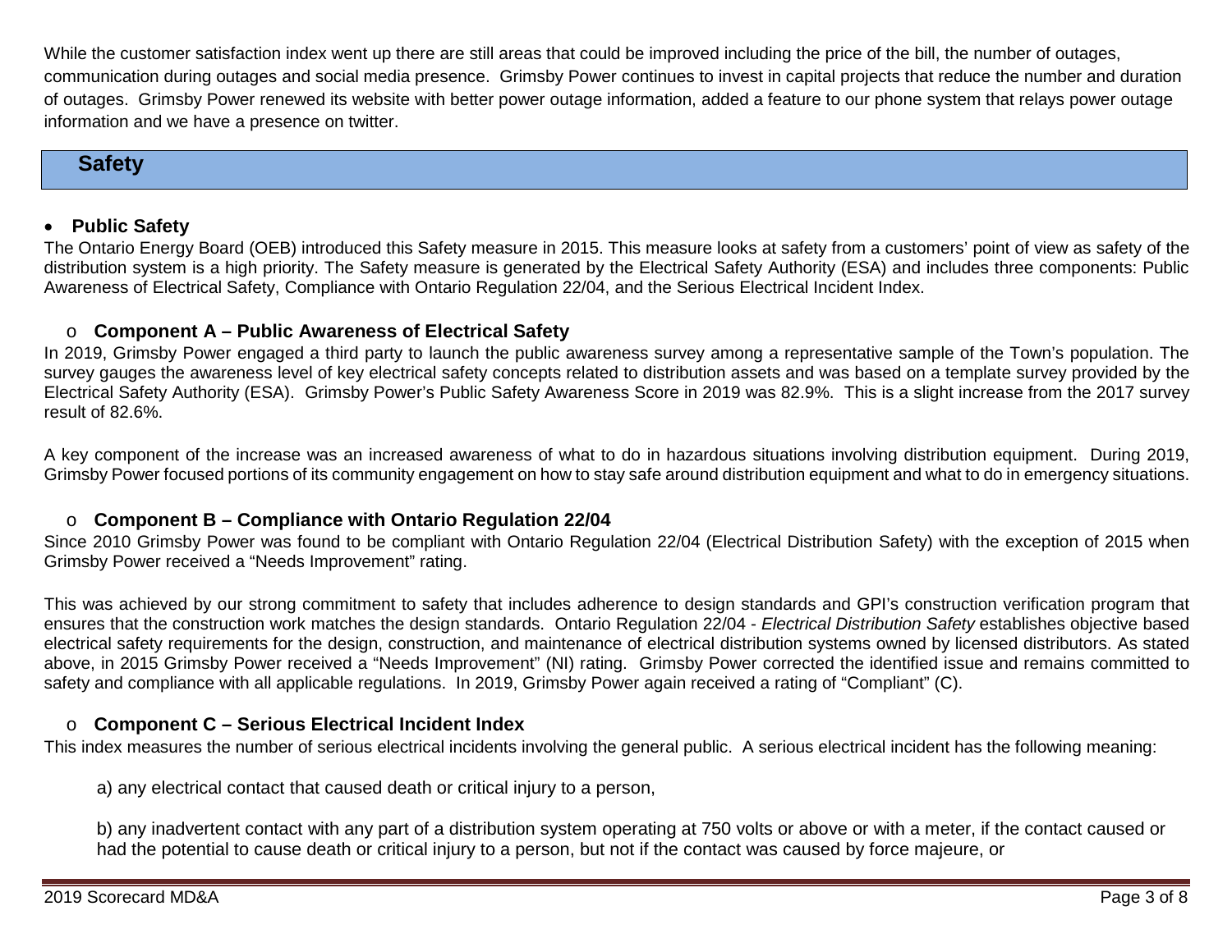While the customer satisfaction index went up there are still areas that could be improved including the price of the bill, the number of outages, communication during outages and social media presence. Grimsby Power continues to invest in capital projects that reduce the number and duration of outages. Grimsby Power renewed its website with better power outage information, added a feature to our phone system that relays power outage information and we have a presence on twitter.

## Safety

- **Public Safety**

The Ontario Energy Board (OEB) introduced this Safety measure in 2015. This measure looks at safety from a customers' point of view as safety of the distribution system is a high priority. The Safety measure is generated by the Electrical Safety Authority (ESA) and includes three components: Public Awareness of Electrical Safety, Compliance with Ontario Regulation 22/04, and the Serious Electrical Incident Index.

  - **Component A – Public Awareness of Electrical Safety**

In 2019, Grimsby Power engaged a third party to launch the public awareness survey among a representative sample of the Town's population. The survey gauges the awareness level of key electrical safety concepts related to distribution assets and was based on a template survey provided by the Electrical Safety Authority (ESA). Grimsby Power's Public Safety Awareness Score in 2019 was 82.9%. This is a slight increase from the 2017 survey result of 82.6%.

A key component of the increase was an increased awareness of what to do in hazardous situations involving distribution equipment. During 2019, Grimsby Power focused portions of its community engagement on how to stay safe around distribution equipment and what to do in emergency situations.

  - **Component B – Compliance with Ontario Regulation 22/04**

Since 2010 Grimsby Power was found to be compliant with Ontario Regulation 22/04 (Electrical Distribution Safety) with the exception of 2015 when Grimsby Power received a "Needs Improvement" rating.

This was achieved by our strong commitment to safety that includes adherence to design standards and GPI's construction verification program that ensures that the construction work matches the design standards. Ontario Regulation 22/04 - *Electrical Distribution Safety* establishes objective based electrical safety requirements for the design, construction, and maintenance of electrical distribution systems owned by licensed distributors. As stated above, in 2015 Grimsby Power received a "Needs Improvement" (NI) rating. Grimsby Power corrected the identified issue and remains committed to safety and compliance with all applicable regulations. In 2019, Grimsby Power again received a rating of "Compliant" (C).

  - **Component C – Serious Electrical Incident Index**

This index measures the number of serious electrical incidents involving the general public. A serious electrical incident has the following meaning:

a) any electrical contact that caused death or critical injury to a person,

b) any inadvertent contact with any part of a distribution system operating at 750 volts or above or with a meter, if the contact caused or had the potential to cause death or critical injury to a person, but not if the contact was caused by force majeure, or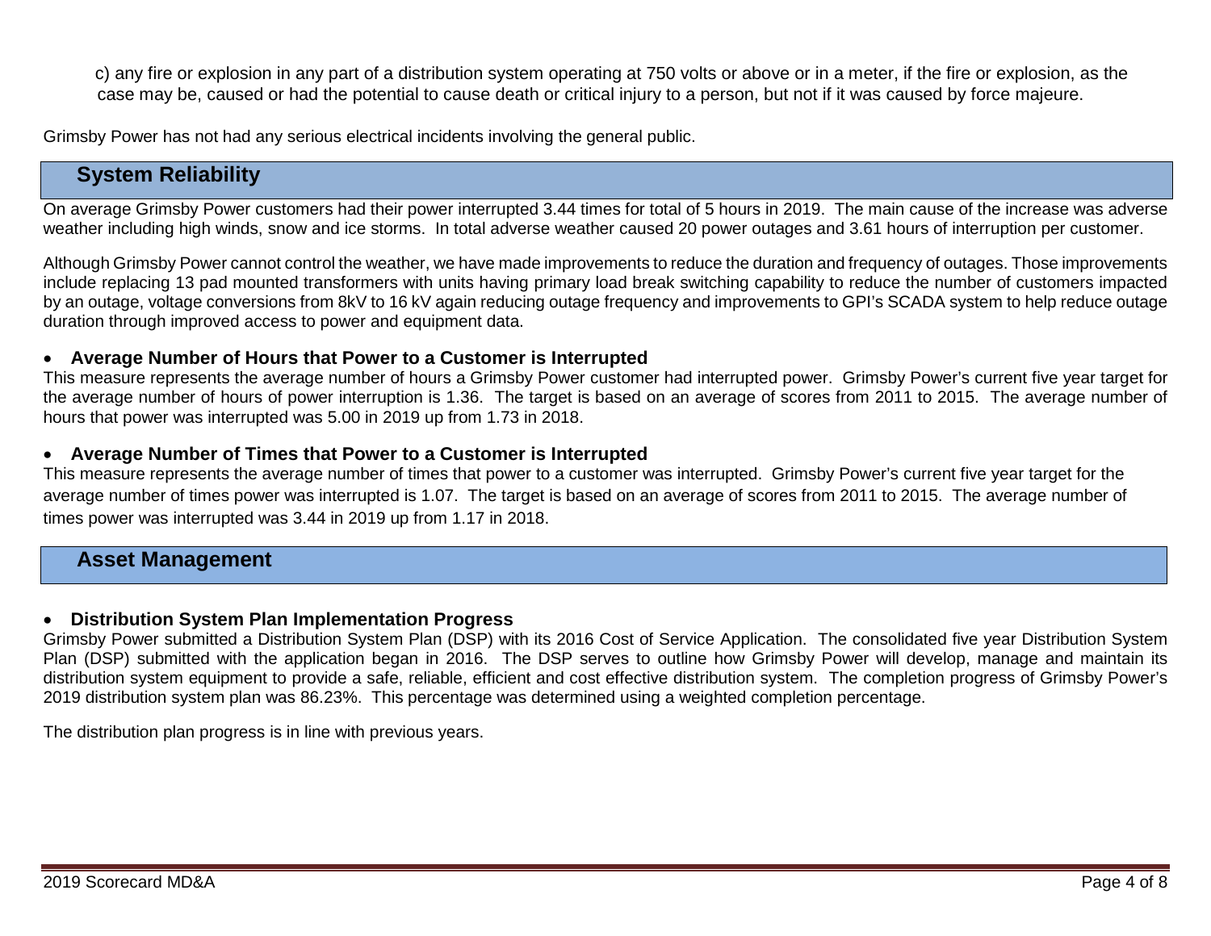c) any fire or explosion in any part of a distribution system operating at 750 volts or above or in a meter, if the fire or explosion, as the case may be, caused or had the potential to cause death or critical injury to a person, but not if it was caused by force majeure.

Grimsby Power has not had any serious electrical incidents involving the general public.

## System Reliability

On average Grimsby Power customers had their power interrupted 3.44 times for total of 5 hours in 2019. The main cause of the increase was adverse weather including high winds, snow and ice storms. In total adverse weather caused 20 power outages and 3.61 hours of interruption per customer.

Although Grimsby Power cannot control the weather, we have made improvements to reduce the duration and frequency of outages. Those improvements include replacing 13 pad mounted transformers with units having primary load break switching capability to reduce the number of customers impacted by an outage, voltage conversions from 8kV to 16 kV again reducing outage frequency and improvements to GPI's SCADA system to help reduce outage duration through improved access to power and equipment data.

- **Average Number of Hours that Power to a Customer is Interrupted**

This measure represents the average number of hours a Grimsby Power customer had interrupted power. Grimsby Power's current five year target for the average number of hours of power interruption is 1.36. The target is based on an average of scores from 2011 to 2015. The average number of hours that power was interrupted was 5.00 in 2019 up from 1.73 in 2018.

- **Average Number of Times that Power to a Customer is Interrupted**

This measure represents the average number of times that power to a customer was interrupted. Grimsby Power's current five year target for the average number of times power was interrupted is 1.07. The target is based on an average of scores from 2011 to 2015. The average number of times power was interrupted was 3.44 in 2019 up from 1.17 in 2018.

## Asset Management

- **Distribution System Plan Implementation Progress**

Grimsby Power submitted a Distribution System Plan (DSP) with its 2016 Cost of Service Application. The consolidated five year Distribution System Plan (DSP) submitted with the application began in 2016. The DSP serves to outline how Grimsby Power will develop, manage and maintain its distribution system equipment to provide a safe, reliable, efficient and cost effective distribution system. The completion progress of Grimsby Power's 2019 distribution system plan was 86.23%. This percentage was determined using a weighted completion percentage.

The distribution plan progress is in line with previous years.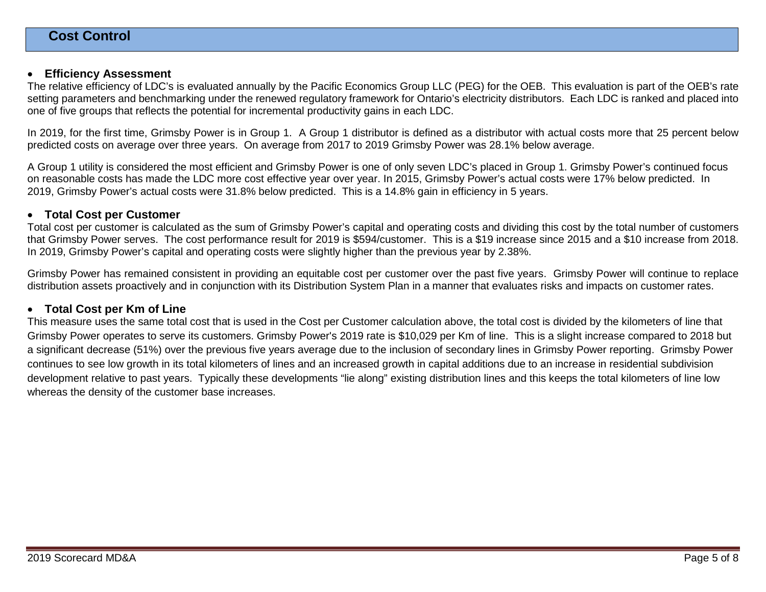## Cost Control

- **Efficiency Assessment**

The relative efficiency of LDC's is evaluated annually by the Pacific Economics Group LLC (PEG) for the OEB. This evaluation is part of the OEB's rate setting parameters and benchmarking under the renewed regulatory framework for Ontario's electricity distributors. Each LDC is ranked and placed into one of five groups that reflects the potential for incremental productivity gains in each LDC.

In 2019, for the first time, Grimsby Power is in Group 1. A Group 1 distributor is defined as a distributor with actual costs more that 25 percent below predicted costs on average over three years. On average from 2017 to 2019 Grimsby Power was 28.1% below average.

A Group 1 utility is considered the most efficient and Grimsby Power is one of only seven LDC's placed in Group 1. Grimsby Power's continued focus on reasonable costs has made the LDC more cost effective year over year. In 2015, Grimsby Power's actual costs were 17% below predicted. In 2019, Grimsby Power's actual costs were 31.8% below predicted. This is a 14.8% gain in efficiency in 5 years.

- **Total Cost per Customer**

Total cost per customer is calculated as the sum of Grimsby Power's capital and operating costs and dividing this cost by the total number of customers that Grimsby Power serves. The cost performance result for 2019 is $594/customer. This is a $19 increase since 2015 and a $10 increase from 2018. In 2019, Grimsby Power's capital and operating costs were slightly higher than the previous year by 2.38%.

Grimsby Power has remained consistent in providing an equitable cost per customer over the past five years. Grimsby Power will continue to replace distribution assets proactively and in conjunction with its Distribution System Plan in a manner that evaluates risks and impacts on customer rates.

- **Total Cost per Km of Line**

This measure uses the same total cost that is used in the Cost per Customer calculation above, the total cost is divided by the kilometers of line that Grimsby Power operates to serve its customers. Grimsby Power's 2019 rate is $10,029 per Km of line. This is a slight increase compared to 2018 but a significant decrease (51%) over the previous five years average due to the inclusion of secondary lines in Grimsby Power reporting. Grimsby Power continues to see low growth in its total kilometers of lines and an increased growth in capital additions due to an increase in residential subdivision development relative to past years. Typically these developments "lie along" existing distribution lines and this keeps the total kilometers of line low whereas the density of the customer base increases.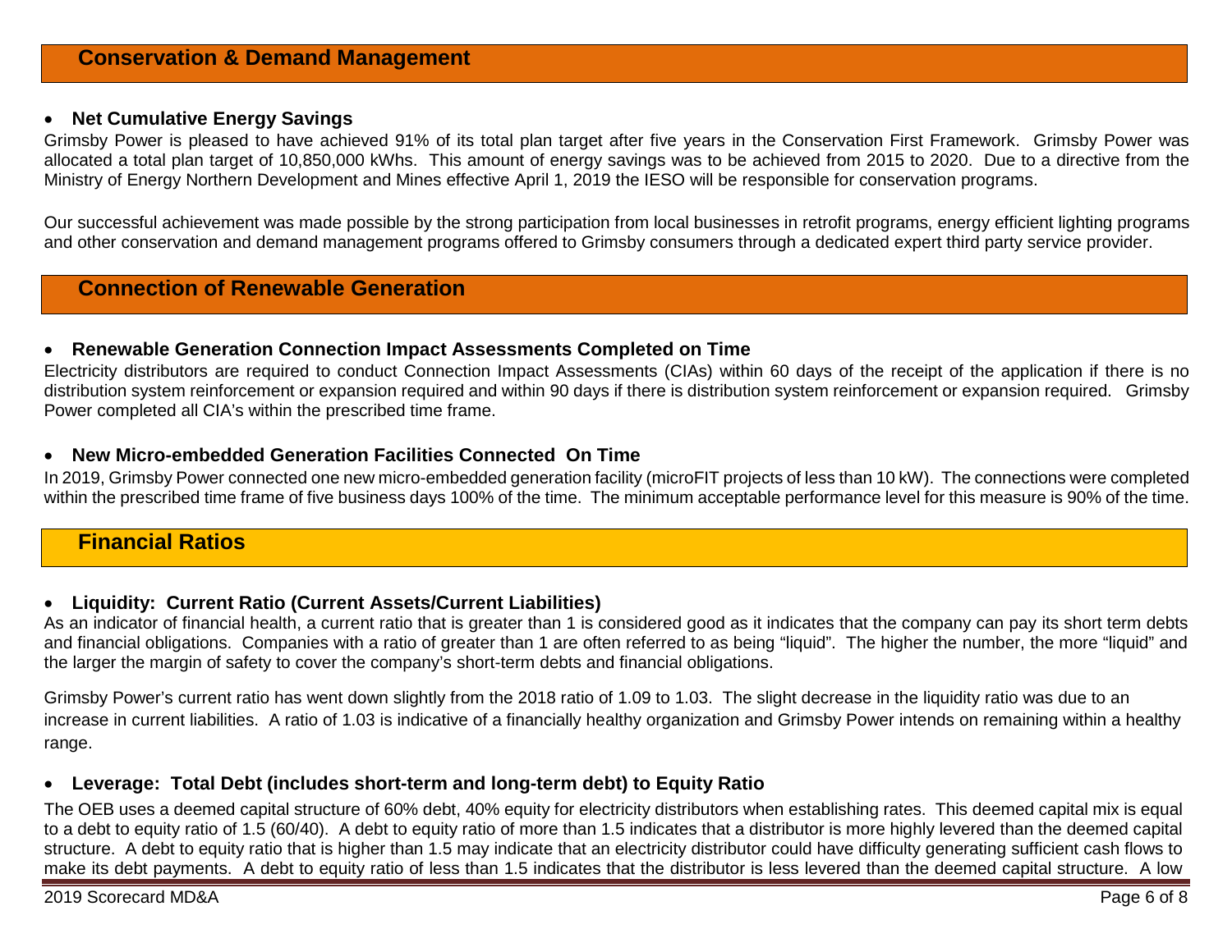## Conservation & Demand Management

- **Net Cumulative Energy Savings**

Grimsby Power is pleased to have achieved 91% of its total plan target after five years in the Conservation First Framework. Grimsby Power was allocated a total plan target of 10,850,000 kWhs. This amount of energy savings was to be achieved from 2015 to 2020. Due to a directive from the Ministry of Energy Northern Development and Mines effective April 1, 2019 the IESO will be responsible for conservation programs.

Our successful achievement was made possible by the strong participation from local businesses in retrofit programs, energy efficient lighting programs and other conservation and demand management programs offered to Grimsby consumers through a dedicated expert third party service provider.

## Connection of Renewable Generation

- **Renewable Generation Connection Impact Assessments Completed on Time**

Electricity distributors are required to conduct Connection Impact Assessments (CIAs) within 60 days of the receipt of the application if there is no distribution system reinforcement or expansion required and within 90 days if there is distribution system reinforcement or expansion required. Grimsby Power completed all CIA's within the prescribed time frame.

- **New Micro-embedded Generation Facilities Connected On Time**

In 2019, Grimsby Power connected one new micro-embedded generation facility (microFIT projects of less than 10 kW). The connections were completed within the prescribed time frame of five business days 100% of the time. The minimum acceptable performance level for this measure is 90% of the time.

## Financial Ratios

- **Liquidity: Current Ratio (Current Assets/Current Liabilities)**

As an indicator of financial health, a current ratio that is greater than 1 is considered good as it indicates that the company can pay its short term debts and financial obligations. Companies with a ratio of greater than 1 are often referred to as being "liquid". The higher the number, the more "liquid" and the larger the margin of safety to cover the company's short-term debts and financial obligations.

Grimsby Power's current ratio has went down slightly from the 2018 ratio of 1.09 to 1.03. The slight decrease in the liquidity ratio was due to an increase in current liabilities. A ratio of 1.03 is indicative of a financially healthy organization and Grimsby Power intends on remaining within a healthy range.

- **Leverage: Total Debt (includes short-term and long-term debt) to Equity Ratio**

The OEB uses a deemed capital structure of 60% debt, 40% equity for electricity distributors when establishing rates. This deemed capital mix is equal to a debt to equity ratio of 1.5 (60/40). A debt to equity ratio of more than 1.5 indicates that a distributor is more highly levered than the deemed capital structure. A debt to equity ratio that is higher than 1.5 may indicate that an electricity distributor could have difficulty generating sufficient cash flows to make its debt payments. A debt to equity ratio of less than 1.5 indicates that the distributor is less levered than the deemed capital structure. A low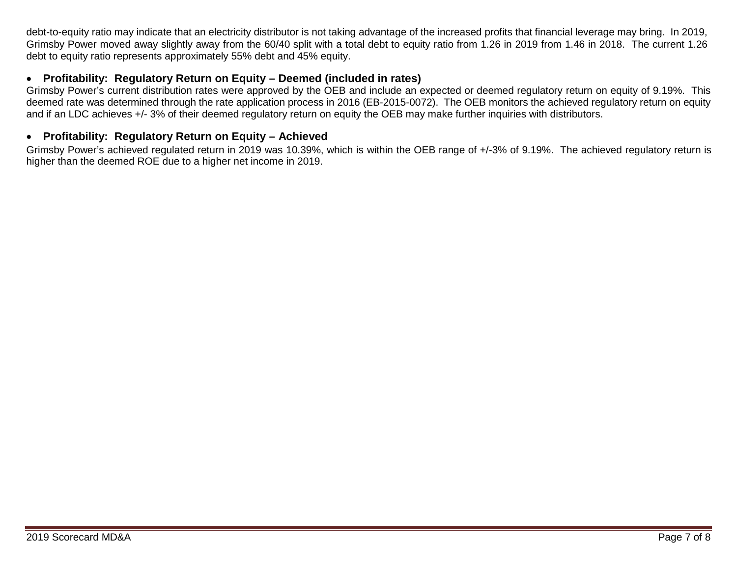debt-to-equity ratio may indicate that an electricity distributor is not taking advantage of the increased profits that financial leverage may bring. In 2019, Grimsby Power moved away slightly away from the 60/40 split with a total debt to equity ratio from 1.26 in 2019 from 1.46 in 2018. The current 1.26 debt to equity ratio represents approximately 55% debt and 45% equity.

- **Profitability: Regulatory Return on Equity – Deemed (included in rates)**

Grimsby Power's current distribution rates were approved by the OEB and include an expected or deemed regulatory return on equity of 9.19%. This deemed rate was determined through the rate application process in 2016 (EB-2015-0072). The OEB monitors the achieved regulatory return on equity and if an LDC achieves +/- 3% of their deemed regulatory return on equity the OEB may make further inquiries with distributors.

- **Profitability: Regulatory Return on Equity – Achieved**

Grimsby Power's achieved regulated return in 2019 was 10.39%, which is within the OEB range of +/-3% of 9.19%. The achieved regulatory return is higher than the deemed ROE due to a higher net income in 2019.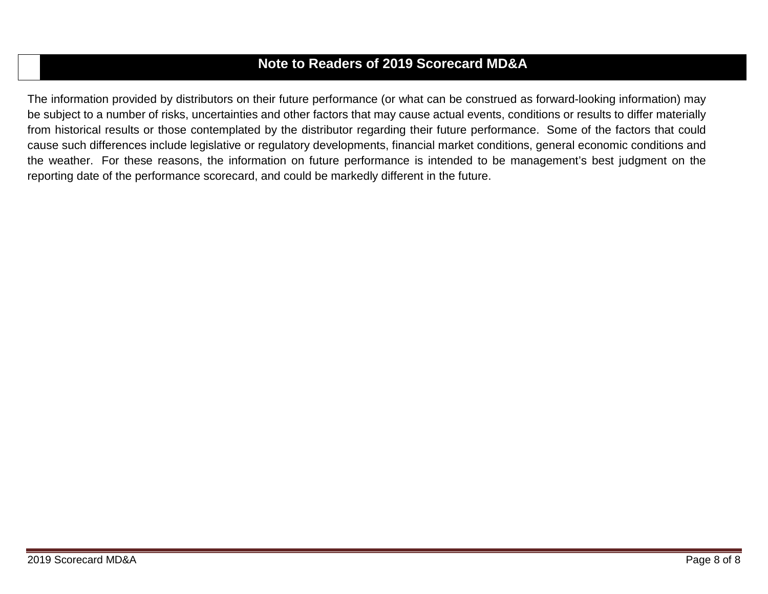## Note to Readers of 2019 Scorecard MD&A

The information provided by distributors on their future performance (or what can be construed as forward-looking information) may be subject to a number of risks, uncertainties and other factors that may cause actual events, conditions or results to differ materially from historical results or those contemplated by the distributor regarding their future performance. Some of the factors that could cause such differences include legislative or regulatory developments, financial market conditions, general economic conditions and the weather. For these reasons, the information on future performance is intended to be management's best judgment on the reporting date of the performance scorecard, and could be markedly different in the future.